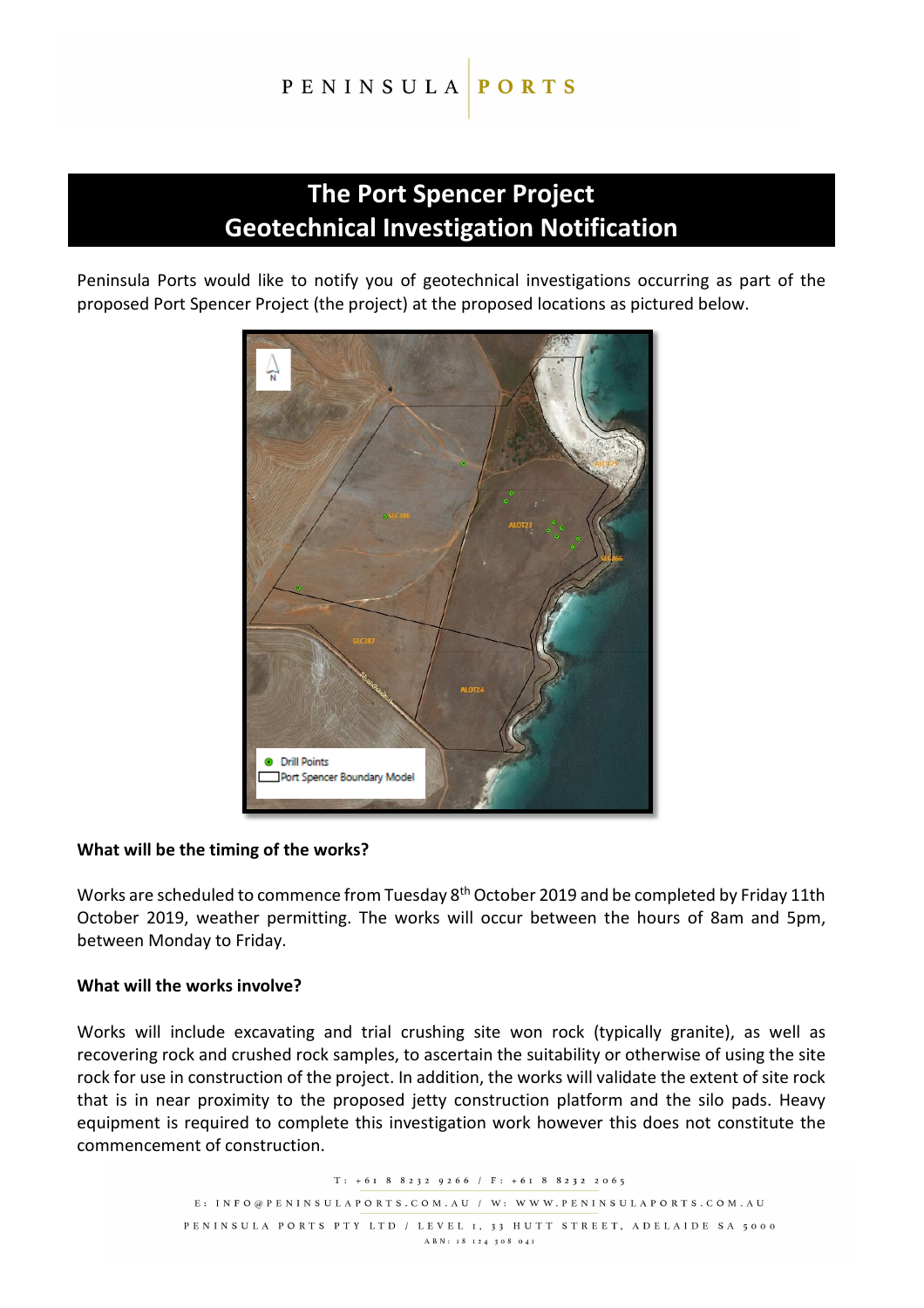# The Port Spencer Project
# Geotechnical Investigation Notification

Peninsula Ports would like to notify you of geotechnical investigations occurring as part of the proposed Port Spencer Project (the project) at the proposed locations as pictured below.

### What will be the timing of the works?

Works are scheduled to commence from Tuesday 8th October 2019 and be completed by Friday 11th October 2019, weather permitting. The works will occur between the hours of 8am and 5pm, between Monday to Friday.

### What will the works involve?

Works will include excavating and trial crushing site won rock (typically granite), as well as recovering rock and crushed rock samples, to ascertain the suitability or otherwise of using the site rock for use in construction of the project. In addition, the works will validate the extent of site rock that is in near proximity to the proposed jetty construction platform and the silo pads. Heavy equipment is required to complete this investigation work however this does not constitute the commencement of construction.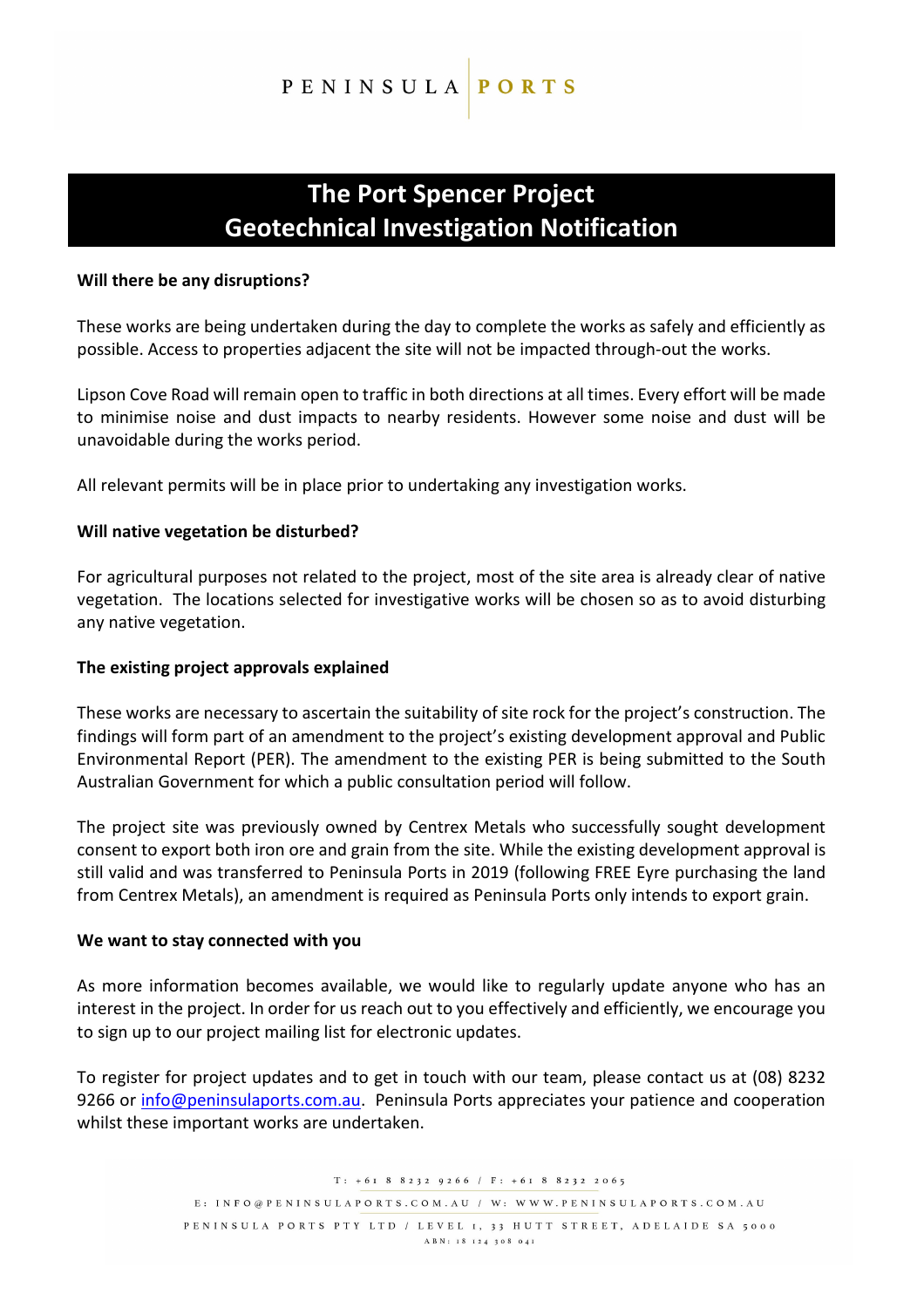# The Port Spencer Project
# Geotechnical Investigation Notification

**Will there be any disruptions?**

These works are being undertaken during the day to complete the works as safely and efficiently as possible. Access to properties adjacent the site will not be impacted through-out the works.

Lipson Cove Road will remain open to traffic in both directions at all times. Every effort will be made to minimise noise and dust impacts to nearby residents. However some noise and dust will be unavoidable during the works period.

All relevant permits will be in place prior to undertaking any investigation works.

**Will native vegetation be disturbed?**

For agricultural purposes not related to the project, most of the site area is already clear of native vegetation. The locations selected for investigative works will be chosen so as to avoid disturbing any native vegetation.

**The existing project approvals explained**

These works are necessary to ascertain the suitability of site rock for the project's construction. The findings will form part of an amendment to the project's existing development approval and Public Environmental Report (PER). The amendment to the existing PER is being submitted to the South Australian Government for which a public consultation period will follow.

The project site was previously owned by Centrex Metals who successfully sought development consent to export both iron ore and grain from the site. While the existing development approval is still valid and was transferred to Peninsula Ports in 2019 (following FREE Eyre purchasing the land from Centrex Metals), an amendment is required as Peninsula Ports only intends to export grain.

**We want to stay connected with you**

As more information becomes available, we would like to regularly update anyone who has an interest in the project. In order for us reach out to you effectively and efficiently, we encourage you to sign up to our project mailing list for electronic updates.

To register for project updates and to get in touch with our team, please contact us at (08) 8232 9266 or info@peninsulaports.com.au. Peninsula Ports appreciates your patience and cooperation whilst these important works are undertaken.